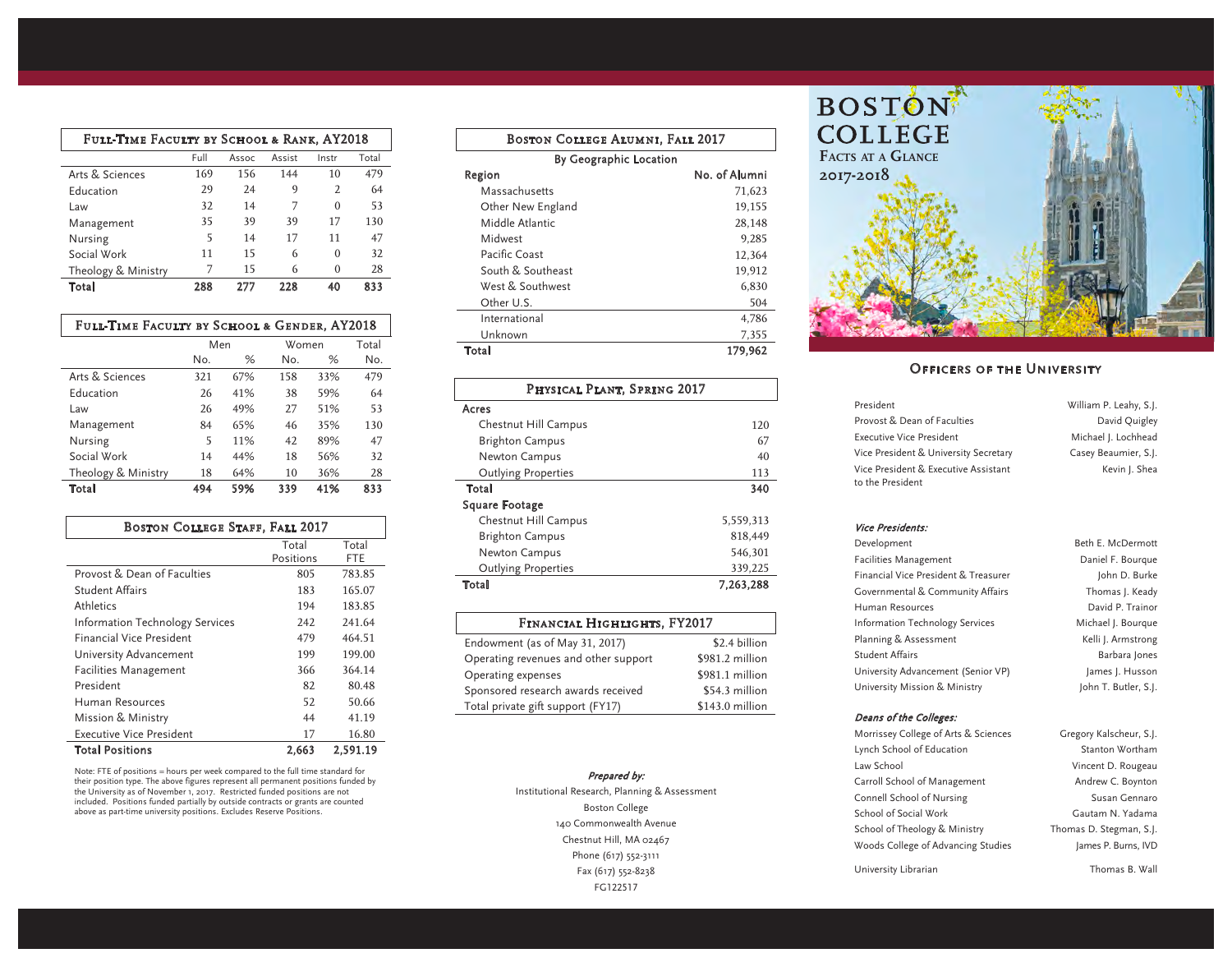# BOSTON COLLEGE

## FACTS AT A GLANCE

## 2017-2018

### Full-Time Faculty by School & Rank, AY2018

| | Full | Assoc | Assist | Instr | Total |
|---|---|---|---|---|---|
| Arts & Sciences | 169 | 156 | 144 | 10 | 479 |
| Education | 29 | 24 | 9 | 2 | 64 |
| Law | 32 | 14 | 7 | 0 | 53 |
| Management | 35 | 39 | 39 | 17 | 130 |
| Nursing | 5 | 14 | 17 | 11 | 47 |
| Social Work | 11 | 15 | 6 | 0 | 32 |
| Theology & Ministry | 7 | 15 | 6 | 0 | 28 |
| **Total** | **288** | **277** | **228** | **40** | **833** |

### Full-Time Faculty by School & Gender, AY2018

| | Men | | Women | | Total |
|---|---|---|---|---|---|
| | No. | % | No. | % | No. |
| Arts & Sciences | 321 | 67% | 158 | 33% | 479 |
| Education | 26 | 41% | 38 | 59% | 64 |
| Law | 26 | 49% | 27 | 51% | 53 |
| Management | 84 | 65% | 46 | 35% | 130 |
| Nursing | 5 | 11% | 42 | 89% | 47 |
| Social Work | 14 | 44% | 18 | 56% | 32 |
| Theology & Ministry | 18 | 64% | 10 | 36% | 28 |
| **Total** | **494** | **59%** | **339** | **41%** | **833** |

### Boston College Staff, Fall 2017

| | Total Positions | Total FTE |
|---|---|---|
| Provost & Dean of Faculties | 805 | 783.85 |
| Student Affairs | 183 | 165.07 |
| Athletics | 194 | 183.85 |
| Information Technology Services | 242 | 241.64 |
| Financial Vice President | 479 | 464.51 |
| University Advancement | 199 | 199.00 |
| Facilities Management | 366 | 364.14 |
| President | 82 | 80.48 |
| Human Resources | 52 | 50.66 |
| Mission & Ministry | 44 | 41.19 |
| Executive Vice President | 17 | 16.80 |
| **Total Positions** | **2,663** | **2,591.19** |

Note: FTE of positions = hours per week compared to the full time standard for their position type. The above figures represent all permanent positions funded by the University as of November 1, 2017. Restricted funded positions are not included. Positions funded partially by outside contracts or grants are counted above as part-time university positions. Excludes Reserve Positions.

### Boston College Alumni, Fall 2017

By Geographic Location

| Region | No. of Alumni |
|---|---|
| Massachusetts | 71,623 |
| Other New England | 19,155 |
| Middle Atlantic | 28,148 |
| Midwest | 9,285 |
| Pacific Coast | 12,364 |
| South & Southeast | 19,912 |
| West & Southwest | 6,830 |
| Other U.S. | 504 |
| International | 4,786 |
| Unknown | 7,355 |
| **Total** | **179,962** |

### Physical Plant, Spring 2017

| | |
|---|---|
| **Acres** | |
| Chestnut Hill Campus | 120 |
| Brighton Campus | 67 |
| Newton Campus | 40 |
| Outlying Properties | 113 |
| **Total** | **340** |
| **Square Footage** | |
| Chestnut Hill Campus | 5,559,313 |
| Brighton Campus | 818,449 |
| Newton Campus | 546,301 |
| Outlying Properties | 339,225 |
| **Total** | **7,263,288** |

### Financial Highlights, FY2017

| | |
|---|---|
| Endowment (as of May 31, 2017) | $2.4 billion |
| Operating revenues and other support | $981.2 million |
| Operating expenses | $981.1 million |
| Sponsored research awards received | $54.3 million |
| Total private gift support (FY17) | $143.0 million |

*Prepared by:*
Institutional Research, Planning & Assessment
Boston College
140 Commonwealth Avenue
Chestnut Hill, MA 02467
Phone (617) 552-3111
Fax (617) 552-8238
FG122517

### Officers of the University

| | |
|---|---|
| President | William P. Leahy, S.J. |
| Provost & Dean of Faculties | David Quigley |
| Executive Vice President | Michael J. Lochhead |
| Vice President & University Secretary | Casey Beaumier, S.J. |
| Vice President & Executive Assistant to the President | Kevin J. Shea |

***Vice Presidents:***

| | |
|---|---|
| Development | Beth E. McDermott |
| Facilities Management | Daniel F. Bourque |
| Financial Vice President & Treasurer | John D. Burke |
| Governmental & Community Affairs | Thomas J. Keady |
| Human Resources | David P. Trainor |
| Information Technology Services | Michael J. Bourque |
| Planning & Assessment | Kelli J. Armstrong |
| Student Affairs | Barbara Jones |
| University Advancement (Senior VP) | James J. Husson |
| University Mission & Ministry | John T. Butler, S.J. |

***Deans of the Colleges:***

| | |
|---|---|
| Morrissey College of Arts & Sciences | Gregory Kalscheur, S.J. |
| Lynch School of Education | Stanton Wortham |
| Law School | Vincent D. Rougeau |
| Carroll School of Management | Andrew C. Boynton |
| Connell School of Nursing | Susan Gennaro |
| School of Social Work | Gautam N. Yadama |
| School of Theology & Ministry | Thomas D. Stegman, S.J. |
| Woods College of Advancing Studies | James P. Burns, IVD |
| University Librarian | Thomas B. Wall |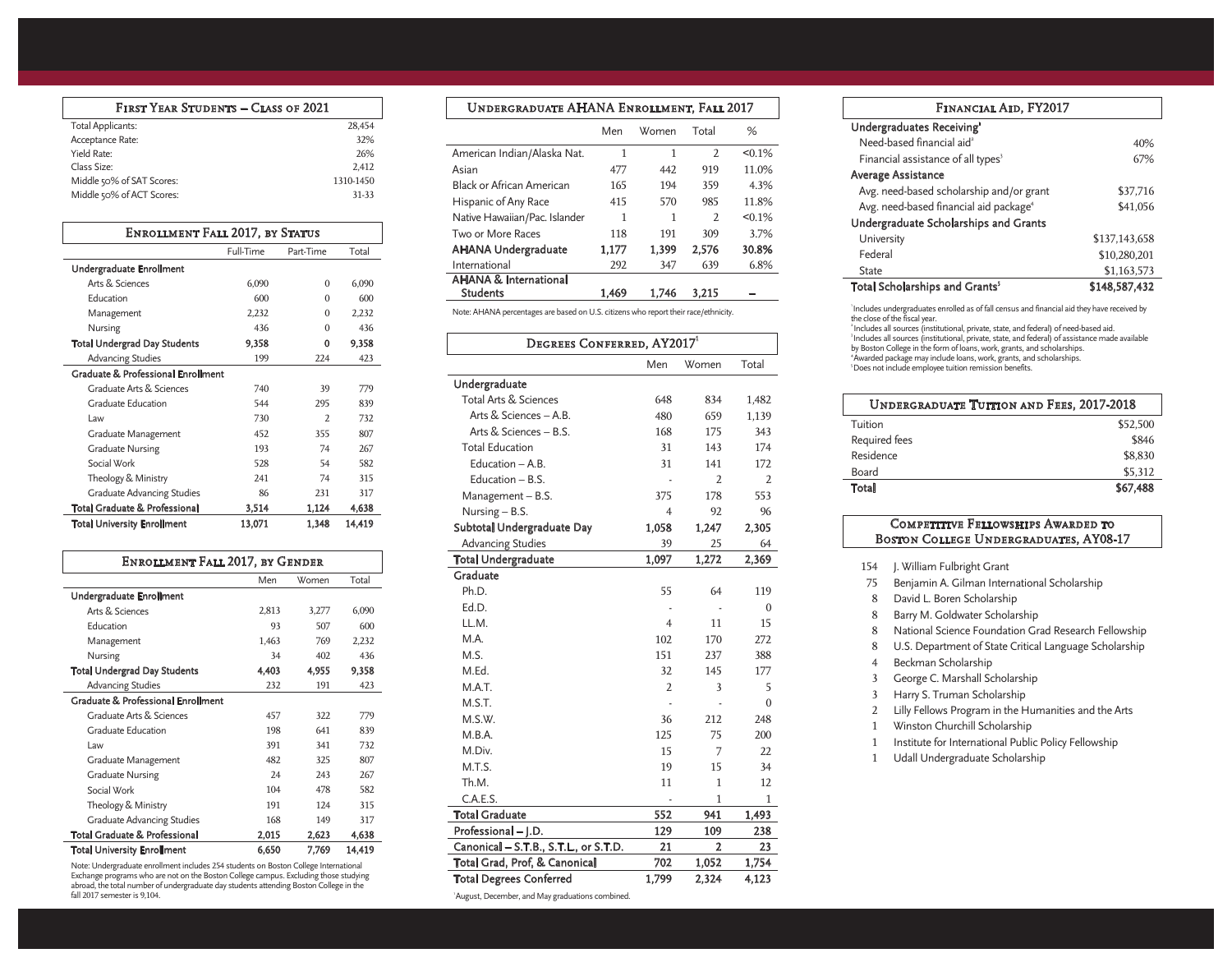## First Year Students – Class of 2021

| | |
|---|---|
| Total Applicants: | 28,454 |
| Acceptance Rate: | 32% |
| Yield Rate: | 26% |
| Class Size: | 2,412 |
| Middle 50% of SAT Scores: | 1310-1450 |
| Middle 50% of ACT Scores: | 31-33 |

## Enrollment Fall 2017, by Status

| | Full-Time | Part-Time | Total |
|---|---|---|---|
| **Undergraduate Enrollment** | | | |
| Arts & Sciences | 6,090 | 0 | 6,090 |
| Education | 600 | 0 | 600 |
| Management | 2,232 | 0 | 2,232 |
| Nursing | 436 | 0 | 436 |
| **Total Undergrad Day Students** | **9,358** | **0** | **9,358** |
| Advancing Studies | 199 | 224 | 423 |
| **Graduate & Professional Enrollment** | | | |
| Graduate Arts & Sciences | 740 | 39 | 779 |
| Graduate Education | 544 | 295 | 839 |
| Law | 730 | 2 | 732 |
| Graduate Management | 452 | 355 | 807 |
| Graduate Nursing | 193 | 74 | 267 |
| Social Work | 528 | 54 | 582 |
| Theology & Ministry | 241 | 74 | 315 |
| Graduate Advancing Studies | 86 | 231 | 317 |
| **Total Graduate & Professional** | **3,514** | **1,124** | **4,638** |
| **Total University Enrollment** | **13,071** | **1,348** | **14,419** |

## Enrollment Fall 2017, by Gender

| | Men | Women | Total |
|---|---|---|---|
| **Undergraduate Enrollment** | | | |
| Arts & Sciences | 2,813 | 3,277 | 6,090 |
| Education | 93 | 507 | 600 |
| Management | 1,463 | 769 | 2,232 |
| Nursing | 34 | 402 | 436 |
| **Total Undergrad Day Students** | **4,403** | **4,955** | **9,358** |
| Advancing Studies | 232 | 191 | 423 |
| **Graduate & Professional Enrollment** | | | |
| Graduate Arts & Sciences | 457 | 322 | 779 |
| Graduate Education | 198 | 641 | 839 |
| Law | 391 | 341 | 732 |
| Graduate Management | 482 | 325 | 807 |
| Graduate Nursing | 24 | 243 | 267 |
| Social Work | 104 | 478 | 582 |
| Theology & Ministry | 191 | 124 | 315 |
| Graduate Advancing Studies | 168 | 149 | 317 |
| **Total Graduate & Professional** | **2,015** | **2,623** | **4,638** |
| **Total University Enrollment** | **6,650** | **7,769** | **14,419** |

Note: Undergraduate enrollment includes 254 students on Boston College International Exchange programs who are not on the Boston College campus. Excluding those studying abroad, the total number of undergraduate day students attending Boston College in the fall 2017 semester is 9,104.

## Undergraduate AHANA Enrollment, Fall 2017

| | Men | Women | Total | % |
|---|---|---|---|---|
| American Indian/Alaska Nat. | 1 | 1 | 2 | <0.1% |
| Asian | 477 | 442 | 919 | 11.0% |
| Black or African American | 165 | 194 | 359 | 4.3% |
| Hispanic of Any Race | 415 | 570 | 985 | 11.8% |
| Native Hawaiian/Pac. Islander | 1 | 1 | 2 | <0.1% |
| Two or More Races | 118 | 191 | 309 | 3.7% |
| **AHANA Undergraduate** | **1,177** | **1,399** | **2,576** | **30.8%** |
| International | 292 | 347 | 639 | 6.8% |
| **AHANA & International Students** | **1,469** | **1,746** | **3,215** | **–** |

Note: AHANA percentages are based on U.S. citizens who report their race/ethnicity.

## Degrees Conferred, AY2017[1]

| | Men | Women | Total |
|---|---|---|---|
| **Undergraduate** | | | |
| Total Arts & Sciences | 648 | 834 | 1,482 |
| Arts & Sciences – A.B. | 480 | 659 | 1,139 |
| Arts & Sciences – B.S. | 168 | 175 | 343 |
| Total Education | 31 | 143 | 174 |
| Education – A.B. | 31 | 141 | 172 |
| Education – B.S. | - | 2 | 2 |
| Management – B.S. | 375 | 178 | 553 |
| Nursing – B.S. | 4 | 92 | 96 |
| **Subtotal Undergraduate Day** | **1,058** | **1,247** | **2,305** |
| Advancing Studies | 39 | 25 | 64 |
| **Total Undergraduate** | **1,097** | **1,272** | **2,369** |
| **Graduate** | | | |
| Ph.D. | 55 | 64 | 119 |
| Ed.D. | - | - | 0 |
| LL.M. | 4 | 11 | 15 |
| M.A. | 102 | 170 | 272 |
| M.S. | 151 | 237 | 388 |
| M.Ed. | 32 | 145 | 177 |
| M.A.T. | 2 | 3 | 5 |
| M.S.T. | - | - | 0 |
| M.S.W. | 36 | 212 | 248 |
| M.B.A. | 125 | 75 | 200 |
| M.Div. | 15 | 7 | 22 |
| M.T.S. | 19 | 15 | 34 |
| Th.M. | 11 | 1 | 12 |
| C.A.E.S. | - | 1 | 1 |
| **Total Graduate** | **552** | **941** | **1,493** |
| **Professional – J.D.** | **129** | **109** | **238** |
| **Canonical – S.T.B., S.T.L., or S.T.D.** | **21** | **2** | **23** |
| **Total Grad, Prof, & Canonical** | **702** | **1,052** | **1,754** |
| **Total Degrees Conferred** | **1,799** | **2,324** | **4,123** |

[1] August, December, and May graduations combined.

## Financial Aid, FY2017

| | |
|---|---|
| **Undergraduates Receiving[1]** | |
| Need-based financial aid[2] | 40% |
| Financial assistance of all types[3] | 67% |
| **Average Assistance** | |
| Avg. need-based scholarship and/or grant | $37,716 |
| Avg. need-based financial aid package[4] | $41,056 |
| **Undergraduate Scholarships and Grants** | |
| University | $137,143,658 |
| Federal | $10,280,201 |
| State | $1,163,573 |
| **Total Scholarships and Grants[5]** | **$148,587,432** |

[1] Includes undergraduates enrolled as of fall census and financial aid they have received by the close of the fiscal year.
[2] Includes all sources (institutional, private, state, and federal) of need-based aid.
[3] Includes all sources (institutional, private, state, and federal) of assistance made available by Boston College in the form of loans, work, grants, and scholarships.
[4] Awarded package may include loans, work, grants, and scholarships.
[5] Does not include employee tuition remission benefits.

## Undergraduate Tuition and Fees, 2017-2018

| | |
|---|---|
| Tuition | $52,500 |
| Required fees | $846 |
| Residence | $8,830 |
| Board | $5,312 |
| **Total** | **$67,488** |

## Competitive Fellowships Awarded to Boston College Undergraduates, AY08-17

| | |
|---|---|
| 154 | J. William Fulbright Grant |
| 75 | Benjamin A. Gilman International Scholarship |
| 8 | David L. Boren Scholarship |
| 8 | Barry M. Goldwater Scholarship |
| 8 | National Science Foundation Grad Research Fellowship |
| 8 | U.S. Department of State Critical Language Scholarship |
| 4 | Beckman Scholarship |
| 3 | George C. Marshall Scholarship |
| 3 | Harry S. Truman Scholarship |
| 2 | Lilly Fellows Program in the Humanities and the Arts |
| 1 | Winston Churchill Scholarship |
| 1 | Institute for International Public Policy Fellowship |
| 1 | Udall Undergraduate Scholarship |